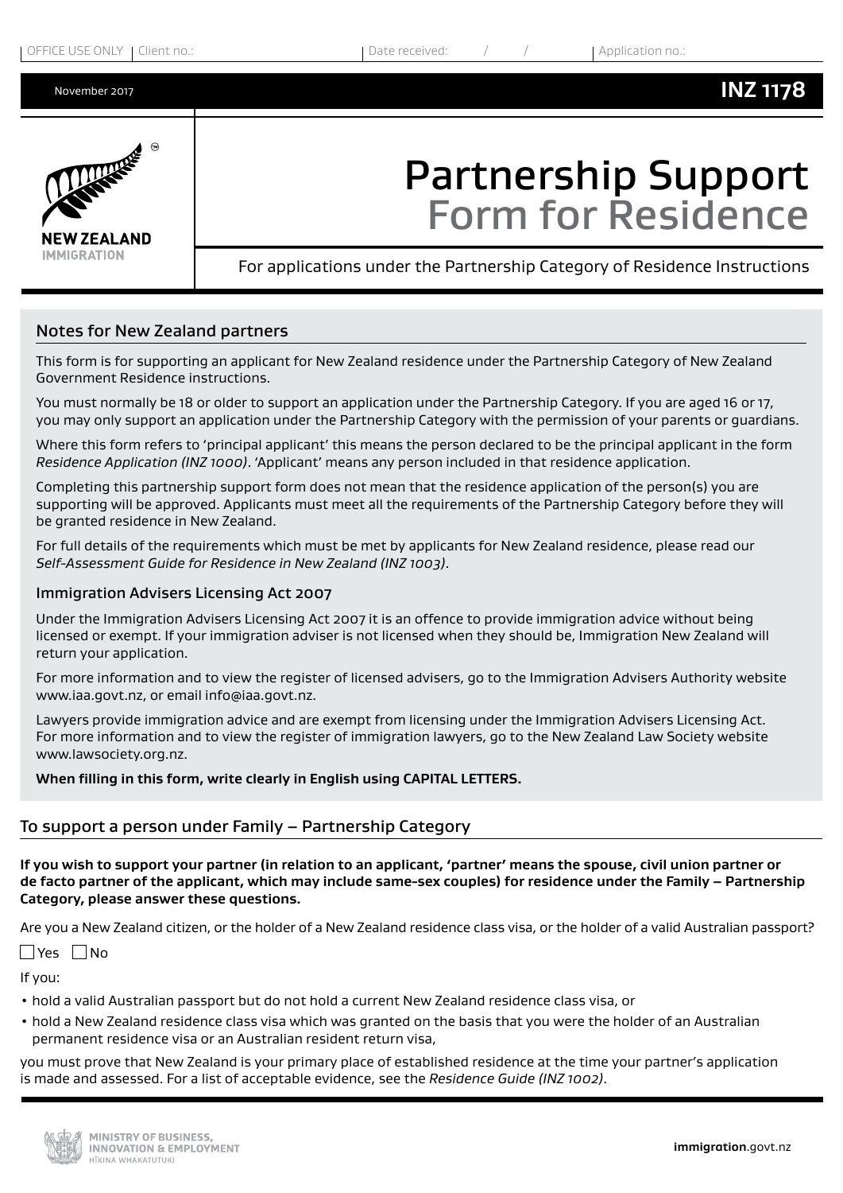OFFICE USE ONLY | Client no.: | Date received: / / | Application no.:

November 2017 **INZ 1178**

# Partnership Support Form for Residence

For applications under the Partnership Category of Residence Instructions

## Notes for New Zealand partners

This form is for supporting an applicant for New Zealand residence under the Partnership Category of New Zealand Government Residence instructions.

You must normally be 18 or older to support an application under the Partnership Category. If you are aged 16 or 17, you may only support an application under the Partnership Category with the permission of your parents or guardians.

Where this form refers to 'principal applicant' this means the person declared to be the principal applicant in the form *Residence Application (INZ 1000)*. 'Applicant' means any person included in that residence application.

Completing this partnership support form does not mean that the residence application of the person(s) you are supporting will be approved. Applicants must meet all the requirements of the Partnership Category before they will be granted residence in New Zealand.

For full details of the requirements which must be met by applicants for New Zealand residence, please read our *Self-Assessment Guide for Residence in New Zealand (INZ 1003)*.

### Immigration Advisers Licensing Act 2007

Under the Immigration Advisers Licensing Act 2007 it is an offence to provide immigration advice without being licensed or exempt. If your immigration adviser is not licensed when they should be, Immigration New Zealand will return your application.

For more information and to view the register of licensed advisers, go to the Immigration Advisers Authority website www.iaa.govt.nz, or email info@iaa.govt.nz.

Lawyers provide immigration advice and are exempt from licensing under the Immigration Advisers Licensing Act. For more information and to view the register of immigration lawyers, go to the New Zealand Law Society website www.lawsociety.org.nz.

**When filling in this form, write clearly in English using CAPITAL LETTERS.**

## To support a person under Family – Partnership Category

**If you wish to support your partner (in relation to an applicant, 'partner' means the spouse, civil union partner or de facto partner of the applicant, which may include same-sex couples) for residence under the Family – Partnership Category, please answer these questions.**

Are you a New Zealand citizen, or the holder of a New Zealand residence class visa, or the holder of a valid Australian passport?

☐ Yes ☐ No

If you:

- hold a valid Australian passport but do not hold a current New Zealand residence class visa, or
- hold a New Zealand residence class visa which was granted on the basis that you were the holder of an Australian permanent residence visa or an Australian resident return visa,

you must prove that New Zealand is your primary place of established residence at the time your partner's application is made and assessed. For a list of acceptable evidence, see the *Residence Guide (INZ 1002)*.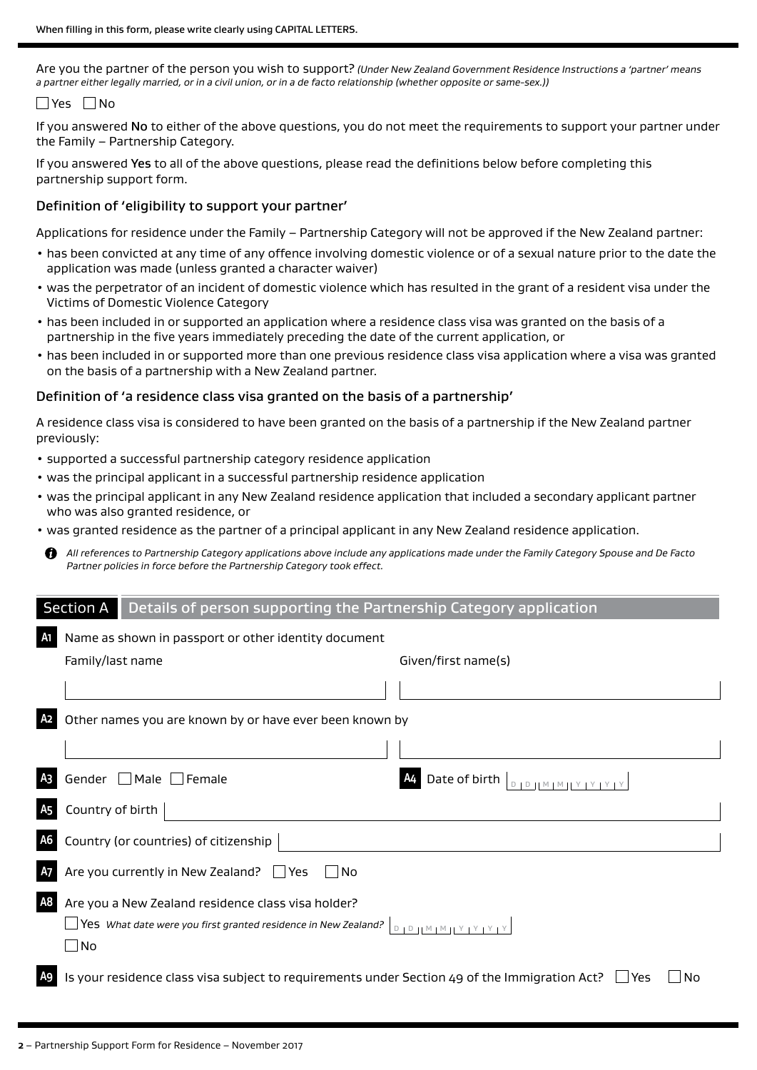When filling in this form, please write clearly using CAPITAL LETTERS.

Are you the partner of the person you wish to support? *(Under New Zealand Government Residence Instructions a 'partner' means a partner either legally married, or in a civil union, or in a de facto relationship (whether opposite or same-sex).)*

☐ Yes ☐ No

If you answered **No** to either of the above questions, you do not meet the requirements to support your partner under the Family – Partnership Category.

If you answered **Yes** to all of the above questions, please read the definitions below before completing this partnership support form.

### Definition of 'eligibility to support your partner'

Applications for residence under the Family – Partnership Category will not be approved if the New Zealand partner:

- has been convicted at any time of any offence involving domestic violence or of a sexual nature prior to the date the application was made (unless granted a character waiver)
- was the perpetrator of an incident of domestic violence which has resulted in the grant of a resident visa under the Victims of Domestic Violence Category
- has been included in or supported an application where a residence class visa was granted on the basis of a partnership in the five years immediately preceding the date of the current application, or
- has been included in or supported more than one previous residence class visa application where a visa was granted on the basis of a partnership with a New Zealand partner.

### Definition of 'a residence class visa granted on the basis of a partnership'

A residence class visa is considered to have been granted on the basis of a partnership if the New Zealand partner previously:

- supported a successful partnership category residence application
- was the principal applicant in a successful partnership residence application
- was the principal applicant in any New Zealand residence application that included a secondary applicant partner who was also granted residence, or
- was granted residence as the partner of a principal applicant in any New Zealand residence application.

*All references to Partnership Category applications above include any applications made under the Family Category Spouse and De Facto Partner policies in force before the Partnership Category took effect.*

## Section A Details of person supporting the Partnership Category application

**A1** Name as shown in passport or other identity document

Family/last name ______________________ Given/first name(s) ______________________

**A2** Other names you are known by or have ever been known by

______________________ ______________________

**A3** Gender ☐ Male ☐ Female

**A4** Date of birth D D M M Y Y Y Y

**A5** Country of birth ______________________

**A6** Country (or countries) of citizenship ______________________

**A7** Are you currently in New Zealand? ☐ Yes ☐ No

**A8** Are you a New Zealand residence class visa holder?

☐ Yes *What date were you first granted residence in New Zealand?* D D M M Y Y Y Y

☐ No

**A9** Is your residence class visa subject to requirements under Section 49 of the Immigration Act? ☐ Yes ☐ No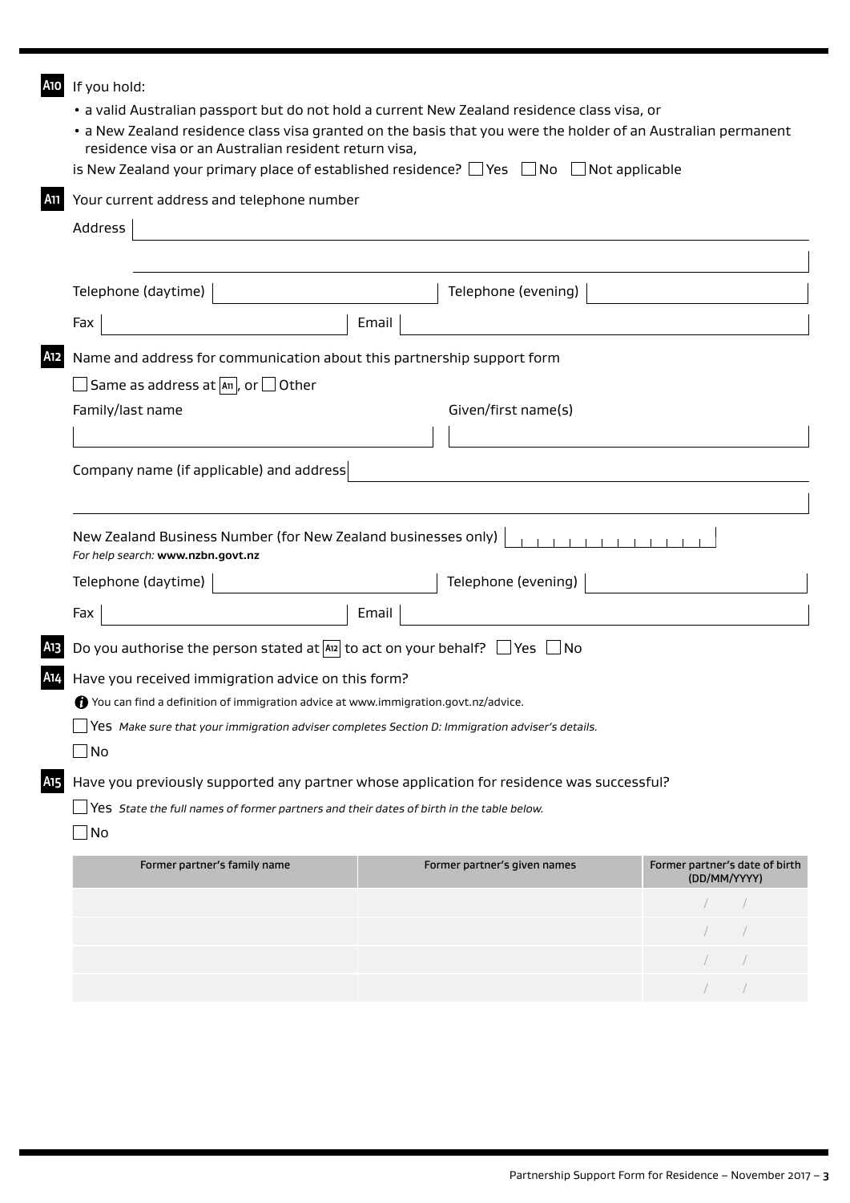**A10** If you hold:

- a valid Australian passport but do not hold a current New Zealand residence class visa, or
- a New Zealand residence class visa granted on the basis that you were the holder of an Australian permanent residence visa or an Australian resident return visa,

is New Zealand your primary place of established residence? ☐ Yes ☐ No ☐ Not applicable

**A11** Your current address and telephone number

Address

Telephone (daytime) &nbsp;&nbsp;&nbsp;&nbsp; Telephone (evening)

Fax &nbsp;&nbsp;&nbsp;&nbsp; Email

**A12** Name and address for communication about this partnership support form

☐ Same as address at A11, or ☐ Other

Family/last name &nbsp;&nbsp;&nbsp;&nbsp; Given/first name(s)

Company name (if applicable) and address

New Zealand Business Number (for New Zealand businesses only)

*For help search:* **www.nzbn.govt.nz**

Telephone (daytime) &nbsp;&nbsp;&nbsp;&nbsp; Telephone (evening)

Fax &nbsp;&nbsp;&nbsp;&nbsp; Email

**A13** Do you authorise the person stated at A12 to act on your behalf? ☐ Yes ☐ No

**A14** Have you received immigration advice on this form?

You can find a definition of immigration advice at www.immigration.govt.nz/advice.

☐ Yes *Make sure that your immigration adviser completes Section D: Immigration adviser's details.*

☐ No

**A15** Have you previously supported any partner whose application for residence was successful?

☐ Yes *State the full names of former partners and their dates of birth in the table below.*

☐ No

| Former partner's family name | Former partner's given names | Former partner's date of birth (DD/MM/YYYY) |
|---|---|---|
| | | / / |
| | | / / |
| | | / / |
| | | / / |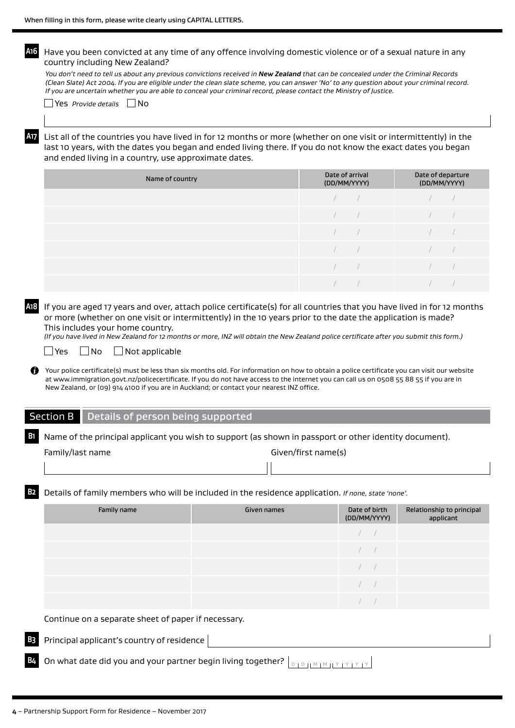When filling in this form, please write clearly using CAPITAL LETTERS.

**A16** Have you been convicted at any time of any offence involving domestic violence or of a sexual nature in any country including New Zealand?

*You don't need to tell us about any previous convictions received in* ***New Zealand*** *that can be concealed under the Criminal Records (Clean Slate) Act 2004. If you are eligible under the clean slate scheme, you can answer 'No' to any question about your criminal record. If you are uncertain whether you are able to conceal your criminal record, please contact the Ministry of Justice.*

☐ Yes *Provide details* ☐ No

**A17** List all of the countries you have lived in for 12 months or more (whether on one visit or intermittently) in the last 10 years, with the dates you began and ended living there. If you do not know the exact dates you began and ended living in a country, use approximate dates.

| Name of country | Date of arrival (DD/MM/YYYY) | Date of departure (DD/MM/YYYY) |
|---|---|---|
| | / / | / / |
| | / / | / / |
| | / / | / / |
| | / / | / / |
| | / / | / / |
| | / / | / / |

**A18** If you are aged 17 years and over, attach police certificate(s) for all countries that you have lived in for 12 months or more (whether on one visit or intermittently) in the 10 years prior to the date the application is made? This includes your home country.

*(If you have lived in New Zealand for 12 months or more, INZ will obtain the New Zealand police certificate after you submit this form.)*

☐ Yes ☐ No ☐ Not applicable

Your police certificate(s) must be less than six months old. For information on how to obtain a police certificate you can visit our website at www.immigration.govt.nz/policecertificate. If you do not have access to the internet you can call us on 0508 55 88 55 if you are in New Zealand, or (09) 914 4100 if you are in Auckland; or contact your nearest INZ office.

## Section B Details of person being supported

**B1** Name of the principal applicant you wish to support (as shown in passport or other identity document).

Family/last name

Given/first name(s)

**B2** Details of family members who will be included in the residence application. *If none, state 'none'.*

| Family name | Given names | Date of birth (DD/MM/YYYY) | Relationship to principal applicant |
|---|---|---|---|
| | | / / | |
| | | / / | |
| | | / / | |
| | | / / | |
| | | / / | |

Continue on a separate sheet of paper if necessary.

**B3** Principal applicant's country of residence

**B4** On what date did you and your partner begin living together? D D M M Y Y Y Y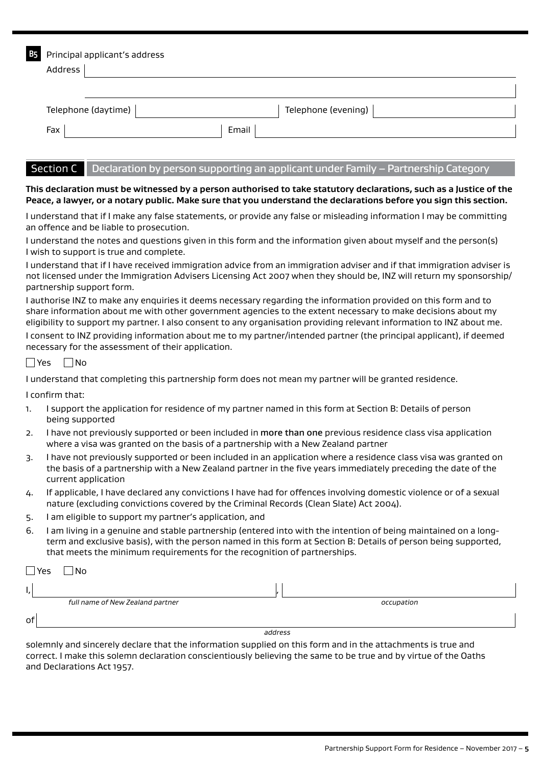**B5** Principal applicant's address

Address

Telephone (daytime) Telephone (evening)

Fax Email

## Section C Declaration by person supporting an applicant under Family – Partnership Category

**This declaration must be witnessed by a person authorised to take statutory declarations, such as a Justice of the Peace, a lawyer, or a notary public. Make sure that you understand the declarations before you sign this section.**

I understand that if I make any false statements, or provide any false or misleading information I may be committing an offence and be liable to prosecution.

I understand the notes and questions given in this form and the information given about myself and the person(s) I wish to support is true and complete.

I understand that if I have received immigration advice from an immigration adviser and if that immigration adviser is not licensed under the Immigration Advisers Licensing Act 2007 when they should be, INZ will return my sponsorship/partnership support form.

I authorise INZ to make any enquiries it deems necessary regarding the information provided on this form and to share information about me with other government agencies to the extent necessary to make decisions about my eligibility to support my partner. I also consent to any organisation providing relevant information to INZ about me.

I consent to INZ providing information about me to my partner/intended partner (the principal applicant), if deemed necessary for the assessment of their application.

☐ Yes ☐ No

I understand that completing this partnership form does not mean my partner will be granted residence.

I confirm that:

1. I support the application for residence of my partner named in this form at Section B: Details of person being supported
2. I have not previously supported or been included in **more than one** previous residence class visa application where a visa was granted on the basis of a partnership with a New Zealand partner
3. I have not previously supported or been included in an application where a residence class visa was granted on the basis of a partnership with a New Zealand partner in the five years immediately preceding the date of the current application
4. If applicable, I have declared any convictions I have had for offences involving domestic violence or of a sexual nature (excluding convictions covered by the Criminal Records (Clean Slate) Act 2004).
5. I am eligible to support my partner's application, and
6. I am living in a genuine and stable partnership (entered into with the intention of being maintained on a long-term and exclusive basis), with the person named in this form at Section B: Details of person being supported, that meets the minimum requirements for the recognition of partnerships.

☐ Yes ☐ No

I, _________________________ , _________________________
*full name of New Zealand partner* *occupation*

of _________________________
*address*

solemnly and sincerely declare that the information supplied on this form and in the attachments is true and correct. I make this solemn declaration conscientiously believing the same to be true and by virtue of the Oaths and Declarations Act 1957.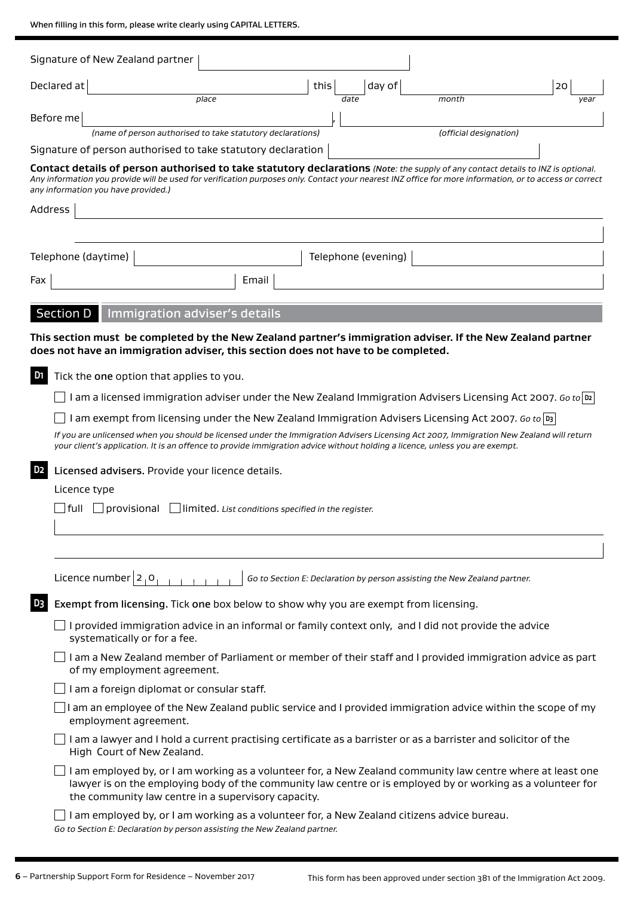When filling in this form, please write clearly using CAPITAL LETTERS.

Signature of New Zealand partner

Declared at _______ *place* this _______ *date* day of _______ *month* 20 _______ *year*

Before me _______ *(name of person authorised to take statutory declarations)*, _______ *(official designation)*

Signature of person authorised to take statutory declaration

**Contact details of person authorised to take statutory declarations** *(Note: the supply of any contact details to INZ is optional. Any information you provide will be used for verification purposes only. Contact your nearest INZ office for more information, or to access or correct any information you have provided.)*

Address

Telephone (daytime) | Telephone (evening)

Fax | Email

## Section D Immigration adviser's details

**This section must be completed by the New Zealand partner's immigration adviser. If the New Zealand partner does not have an immigration adviser, this section does not have to be completed.**

**D1** Tick the **one** option that applies to you.

- ☐ I am a licensed immigration adviser under the New Zealand Immigration Advisers Licensing Act 2007. *Go to* **D2**
- ☐ I am exempt from licensing under the New Zealand Immigration Advisers Licensing Act 2007. *Go to* **D3**

*If you are unlicensed when you should be licensed under the Immigration Advisers Licensing Act 2007, Immigration New Zealand will return your client's application. It is an offence to provide immigration advice without holding a licence, unless you are exempt.*

**D2** **Licensed advisers.** Provide your licence details.

Licence type

☐ full ☐ provisional ☐ limited. *List conditions specified in the register.*

Licence number 2 0 _______ *Go to Section E: Declaration by person assisting the New Zealand partner.*

**D3** **Exempt from licensing.** Tick **one** box below to show why you are exempt from licensing.

- ☐ I provided immigration advice in an informal or family context only, and I did not provide the advice systematically or for a fee.
- ☐ I am a New Zealand member of Parliament or member of their staff and I provided immigration advice as part of my employment agreement.
- ☐ I am a foreign diplomat or consular staff.
- ☐ I am an employee of the New Zealand public service and I provided immigration advice within the scope of my employment agreement.
- ☐ I am a lawyer and I hold a current practising certificate as a barrister or as a barrister and solicitor of the High Court of New Zealand.
- ☐ I am employed by, or I am working as a volunteer for, a New Zealand community law centre where at least one lawyer is on the employing body of the community law centre or is employed by or working as a volunteer for the community law centre in a supervisory capacity.
- ☐ I am employed by, or I am working as a volunteer for, a New Zealand citizens advice bureau.

*Go to Section E: Declaration by person assisting the New Zealand partner.*

This form has been approved under section 381 of the Immigration Act 2009.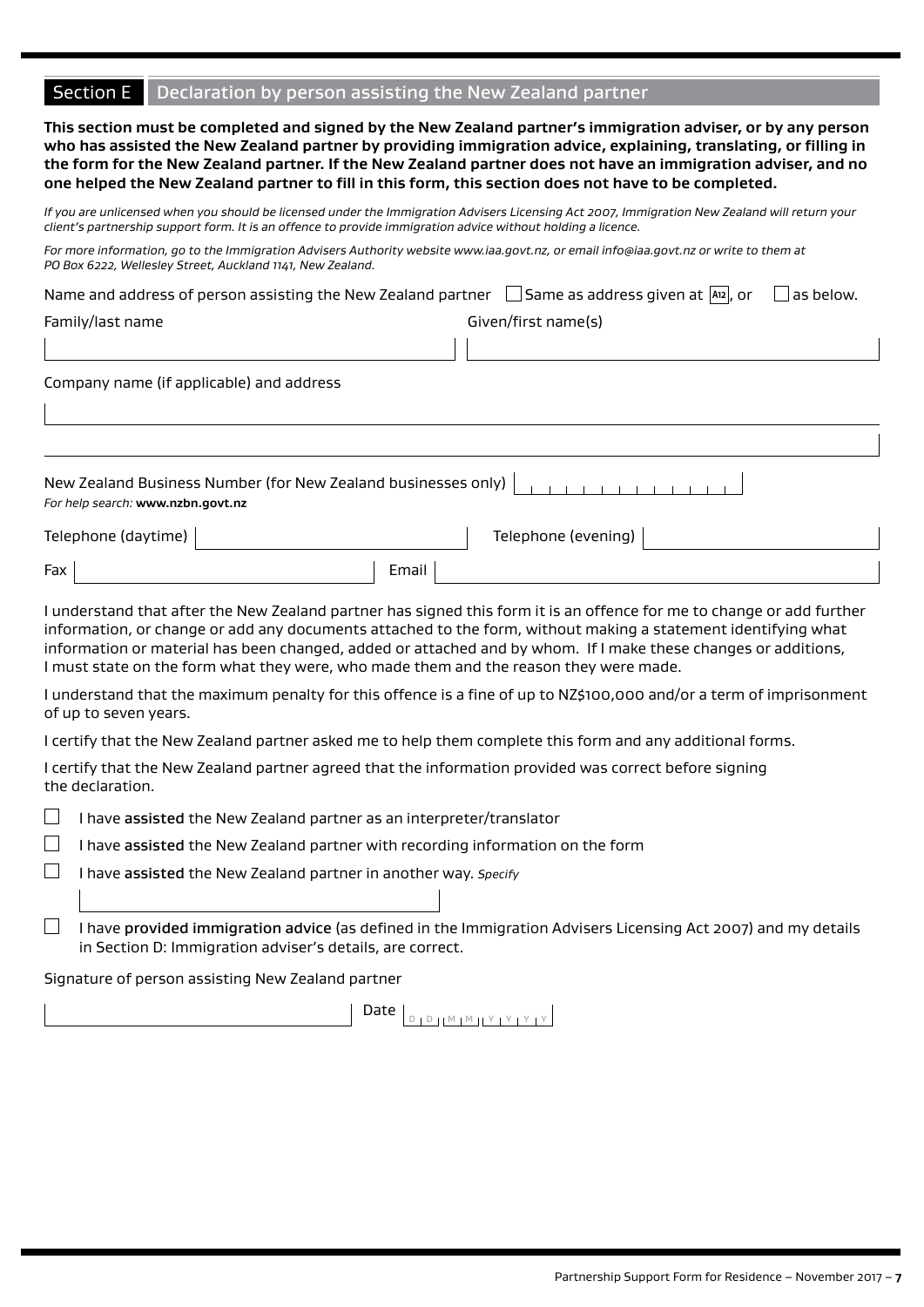## Section E Declaration by person assisting the New Zealand partner

**This section must be completed and signed by the New Zealand partner's immigration adviser, or by any person who has assisted the New Zealand partner by providing immigration advice, explaining, translating, or filling in the form for the New Zealand partner. If the New Zealand partner does not have an immigration adviser, and no one helped the New Zealand partner to fill in this form, this section does not have to be completed.**

*If you are unlicensed when you should be licensed under the Immigration Advisers Licensing Act 2007, Immigration New Zealand will return your client's partnership support form. It is an offence to provide immigration advice without holding a licence.*

*For more information, go to the Immigration Advisers Authority website www.iaa.govt.nz, or email info@iaa.govt.nz or write to them at PO Box 6222, Wellesley Street, Auckland 1141, New Zealand.*

Name and address of person assisting the New Zealand partner ☐ Same as address given at A12, or ☐ as below.

Family/last name

Given/first name(s)

Company name (if applicable) and address

New Zealand Business Number (for New Zealand businesses only)

*For help search:* **www.nzbn.govt.nz**

Telephone (daytime)

Telephone (evening)

Fax

Email

I understand that after the New Zealand partner has signed this form it is an offence for me to change or add further information, or change or add any documents attached to the form, without making a statement identifying what information or material has been changed, added or attached and by whom. If I make these changes or additions, I must state on the form what they were, who made them and the reason they were made.

I understand that the maximum penalty for this offence is a fine of up to NZ$100,000 and/or a term of imprisonment of up to seven years.

I certify that the New Zealand partner asked me to help them complete this form and any additional forms.

I certify that the New Zealand partner agreed that the information provided was correct before signing the declaration.

☐ I have **assisted** the New Zealand partner as an interpreter/translator

☐ I have **assisted** the New Zealand partner with recording information on the form

☐ I have **assisted** the New Zealand partner in another way. *Specify*

☐ I have **provided immigration advice** (as defined in the Immigration Advisers Licensing Act 2007) and my details in Section D: Immigration adviser's details, are correct.

Signature of person assisting New Zealand partner

Date D D M M Y Y Y Y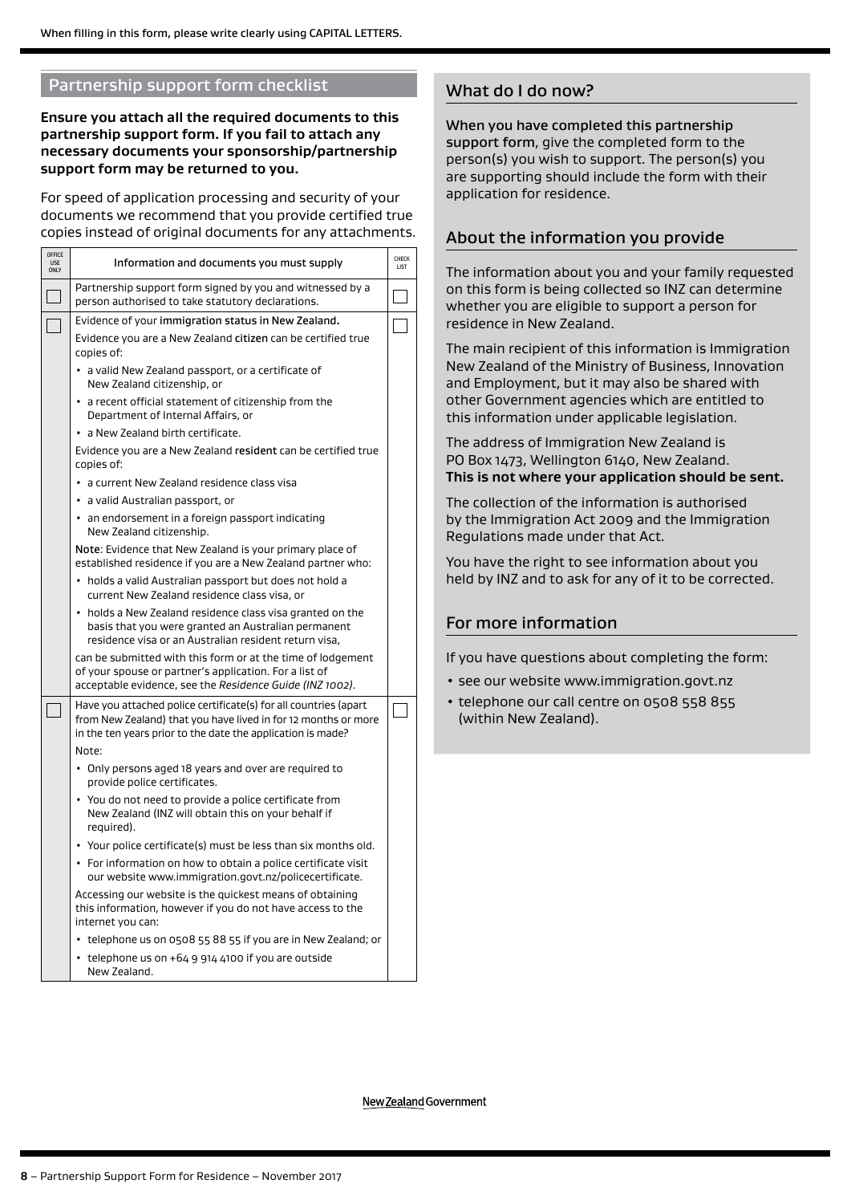When filling in this form, please write clearly using CAPITAL LETTERS.

## Partnership support form checklist

**Ensure you attach all the required documents to this partnership support form. If you fail to attach any necessary documents your sponsorship/partnership support form may be returned to you.**

For speed of application processing and security of your documents we recommend that you provide certified true copies instead of original documents for any attachments.

| OFFICE USE ONLY | Information and documents you must supply | CHECK LIST |
|---|---|---|
| ☐ | Partnership support form signed by you and witnessed by a person authorised to take statutory declarations. | ☐ |
| ☐ | Evidence of your **immigration status in New Zealand.**<br>Evidence you are a New Zealand **citizen** can be certified true copies of:<br>• a valid New Zealand passport, or a certificate of New Zealand citizenship, or<br>• a recent official statement of citizenship from the Department of Internal Affairs, or<br>• a New Zealand birth certificate.<br>Evidence you are a New Zealand **resident** can be certified true copies of:<br>• a current New Zealand residence class visa<br>• a valid Australian passport, or<br>• an endorsement in a foreign passport indicating New Zealand citizenship.<br>**Note**: Evidence that New Zealand is your primary place of established residence if you are a New Zealand partner who:<br>• holds a valid Australian passport but does not hold a current New Zealand residence class visa, or<br>• holds a New Zealand residence class visa granted on the basis that you were granted an Australian permanent residence visa or an Australian resident return visa,<br>can be submitted with this form or at the time of lodgement of your spouse or partner's application. For a list of acceptable evidence, see the *Residence Guide (INZ 1002)*. | ☐ |
| ☐ | Have you attached police certificate(s) for all countries (apart from New Zealand) that you have lived in for 12 months or more in the ten years prior to the date the application is made?<br>Note:<br>• Only persons aged 18 years and over are required to provide police certificates.<br>• You do not need to provide a police certificate from New Zealand (INZ will obtain this on your behalf if required).<br>• Your police certificate(s) must be less than six months old.<br>• For information on how to obtain a police certificate visit our website www.immigration.govt.nz/policecertificate.<br>Accessing our website is the quickest means of obtaining this information, however if you do not have access to the internet you can:<br>• telephone us on 0508 55 88 55 if you are in New Zealand; or<br>• telephone us on +64 9 914 4100 if you are outside New Zealand. | ☐ |

## What do I do now?

**When you have completed this partnership support form**, give the completed form to the person(s) you wish to support. The person(s) you are supporting should include the form with their application for residence.

## About the information you provide

The information about you and your family requested on this form is being collected so INZ can determine whether you are eligible to support a person for residence in New Zealand.

The main recipient of this information is Immigration New Zealand of the Ministry of Business, Innovation and Employment, but it may also be shared with other Government agencies which are entitled to this information under applicable legislation.

The address of Immigration New Zealand is PO Box 1473, Wellington 6140, New Zealand. **This is not where your application should be sent.**

The collection of the information is authorised by the Immigration Act 2009 and the Immigration Regulations made under that Act.

You have the right to see information about you held by INZ and to ask for any of it to be corrected.

## For more information

If you have questions about completing the form:

- see our website www.immigration.govt.nz
- telephone our call centre on 0508 558 855 (within New Zealand).

New Zealand Government